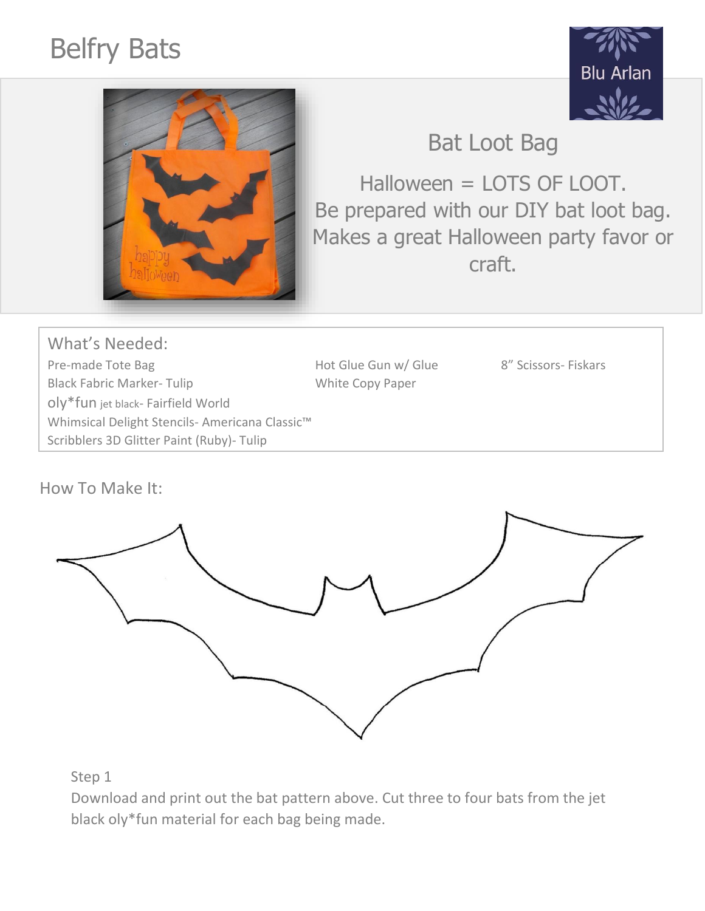# Belfry Bats

Blu Arlan

## Bat Loot Bag

Halloween = LOTS OF LOOT.
Be prepared with our DIY bat loot bag.
Makes a great Halloween party favor or craft.

### What's Needed:

- Pre-made Tote Bag
- Black Fabric Marker- Tulip
- oly*fun jet black- Fairfield World
- Whimsical Delight Stencils- Americana Classic™
- Scribblers 3D Glitter Paint (Ruby)- Tulip
- Hot Glue Gun w/ Glue
- White Copy Paper
- 8" Scissors- Fiskars

### How To Make It:

Step 1

Download and print out the bat pattern above. Cut three to four bats from the jet black oly*fun material for each bag being made.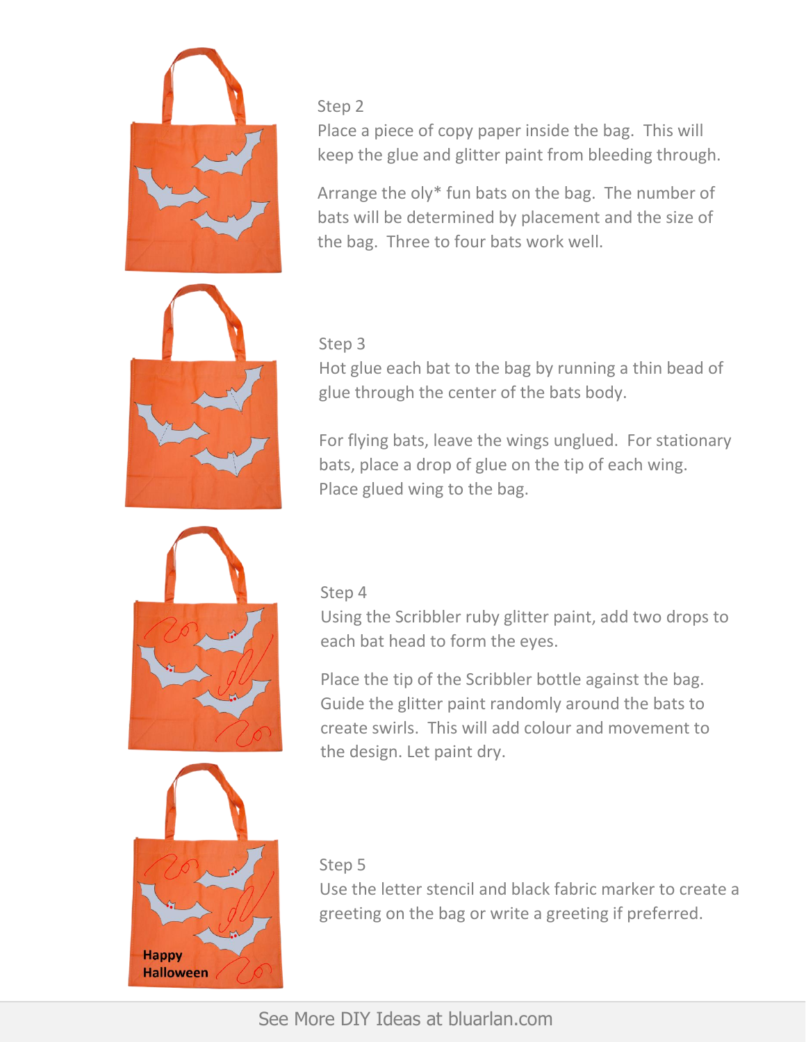Step 2

Place a piece of copy paper inside the bag. This will keep the glue and glitter paint from bleeding through.

Arrange the oly* fun bats on the bag. The number of bats will be determined by placement and the size of the bag. Three to four bats work well.

Step 3

Hot glue each bat to the bag by running a thin bead of glue through the center of the bats body.

For flying bats, leave the wings unglued. For stationary bats, place a drop of glue on the tip of each wing. Place glued wing to the bag.

Step 4

Using the Scribbler ruby glitter paint, add two drops to each bat head to form the eyes.

Place the tip of the Scribbler bottle against the bag. Guide the glitter paint randomly around the bats to create swirls. This will add colour and movement to the design. Let paint dry.

Step 5

Use the letter stencil and black fabric marker to create a greeting on the bag or write a greeting if preferred.

See More DIY Ideas at bluarlan.com